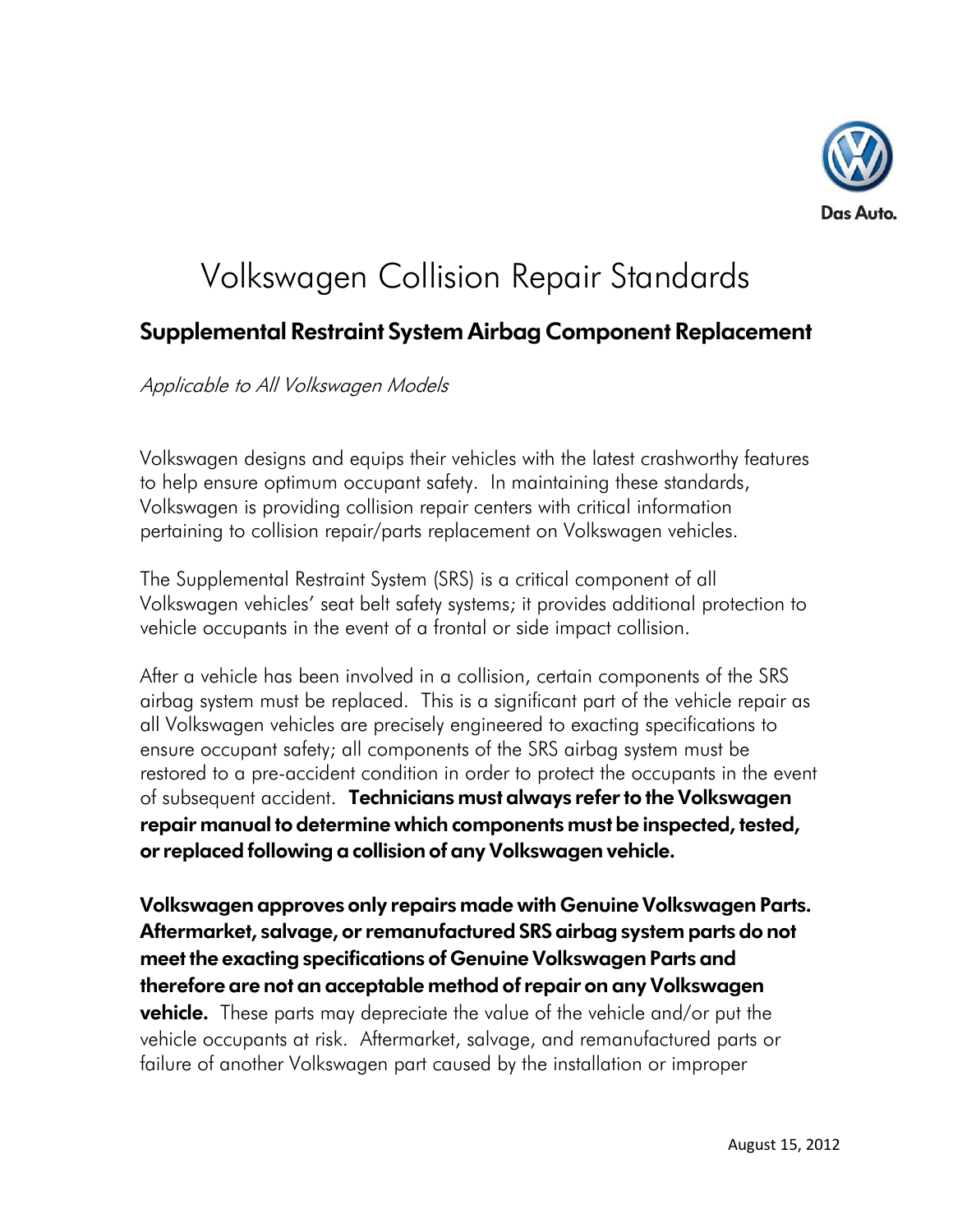Das Auto.

# Volkswagen Collision Repair Standards

## Supplemental Restraint System Airbag Component Replacement

*Applicable to All Volkswagen Models*

Volkswagen designs and equips their vehicles with the latest crashworthy features to help ensure optimum occupant safety. In maintaining these standards, Volkswagen is providing collision repair centers with critical information pertaining to collision repair/parts replacement on Volkswagen vehicles.

The Supplemental Restraint System (SRS) is a critical component of all Volkswagen vehicles' seat belt safety systems; it provides additional protection to vehicle occupants in the event of a frontal or side impact collision.

After a vehicle has been involved in a collision, certain components of the SRS airbag system must be replaced. This is a significant part of the vehicle repair as all Volkswagen vehicles are precisely engineered to exacting specifications to ensure occupant safety; all components of the SRS airbag system must be restored to a pre-accident condition in order to protect the occupants in the event of subsequent accident. **Technicians must always refer to the Volkswagen repair manual to determine which components must be inspected, tested, or replaced following a collision of any Volkswagen vehicle.**

**Volkswagen approves only repairs made with Genuine Volkswagen Parts. Aftermarket, salvage, or remanufactured SRS airbag system parts do not meet the exacting specifications of Genuine Volkswagen Parts and therefore are not an acceptable method of repair on any Volkswagen vehicle.** These parts may depreciate the value of the vehicle and/or put the vehicle occupants at risk. Aftermarket, salvage, and remanufactured parts or failure of another Volkswagen part caused by the installation or improper

August 15, 2012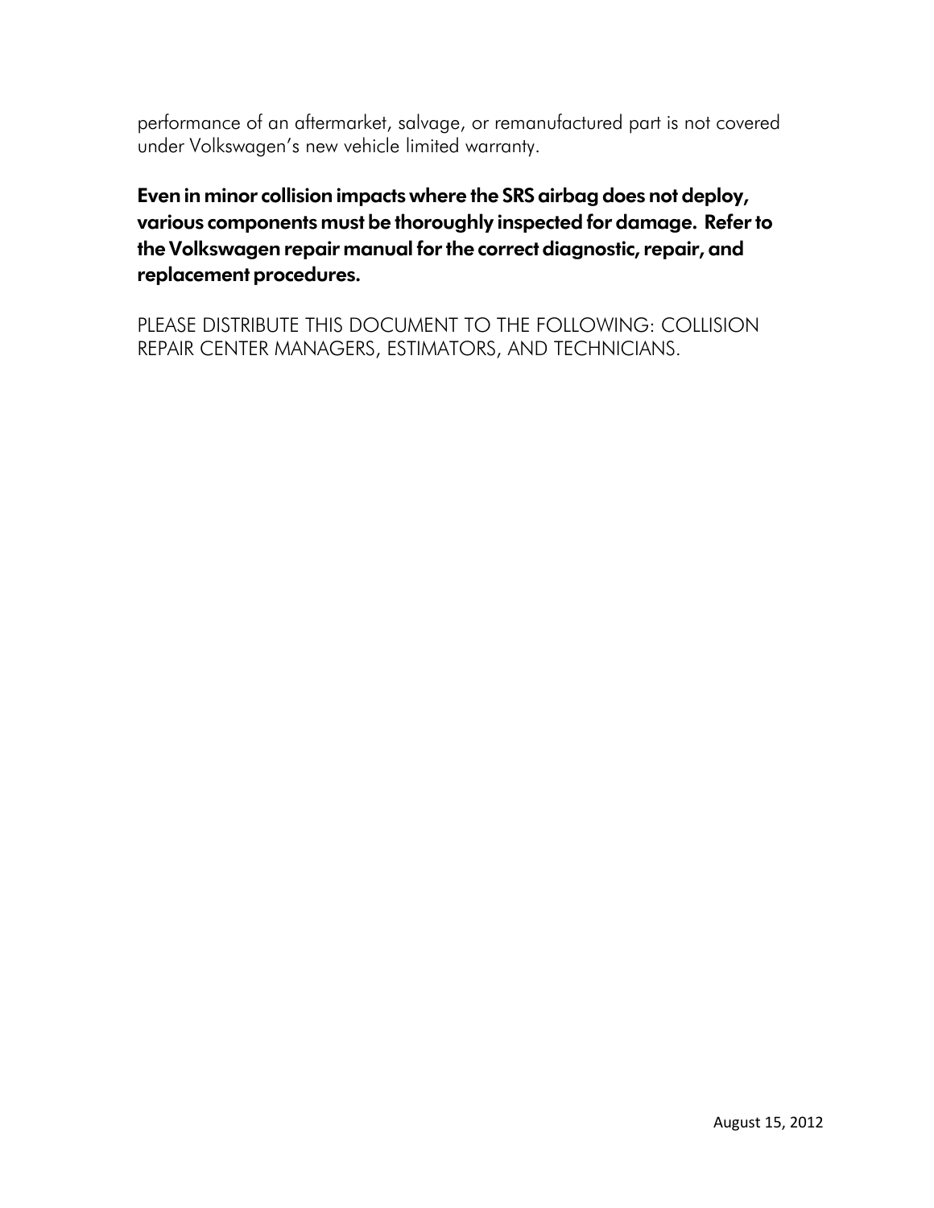performance of an aftermarket, salvage, or remanufactured part is not covered under Volkswagen's new vehicle limited warranty.

**Even in minor collision impacts where the SRS airbag does not deploy, various components must be thoroughly inspected for damage. Refer to the Volkswagen repair manual for the correct diagnostic, repair, and replacement procedures.**

PLEASE DISTRIBUTE THIS DOCUMENT TO THE FOLLOWING: COLLISION REPAIR CENTER MANAGERS, ESTIMATORS, AND TECHNICIANS.

August 15, 2012